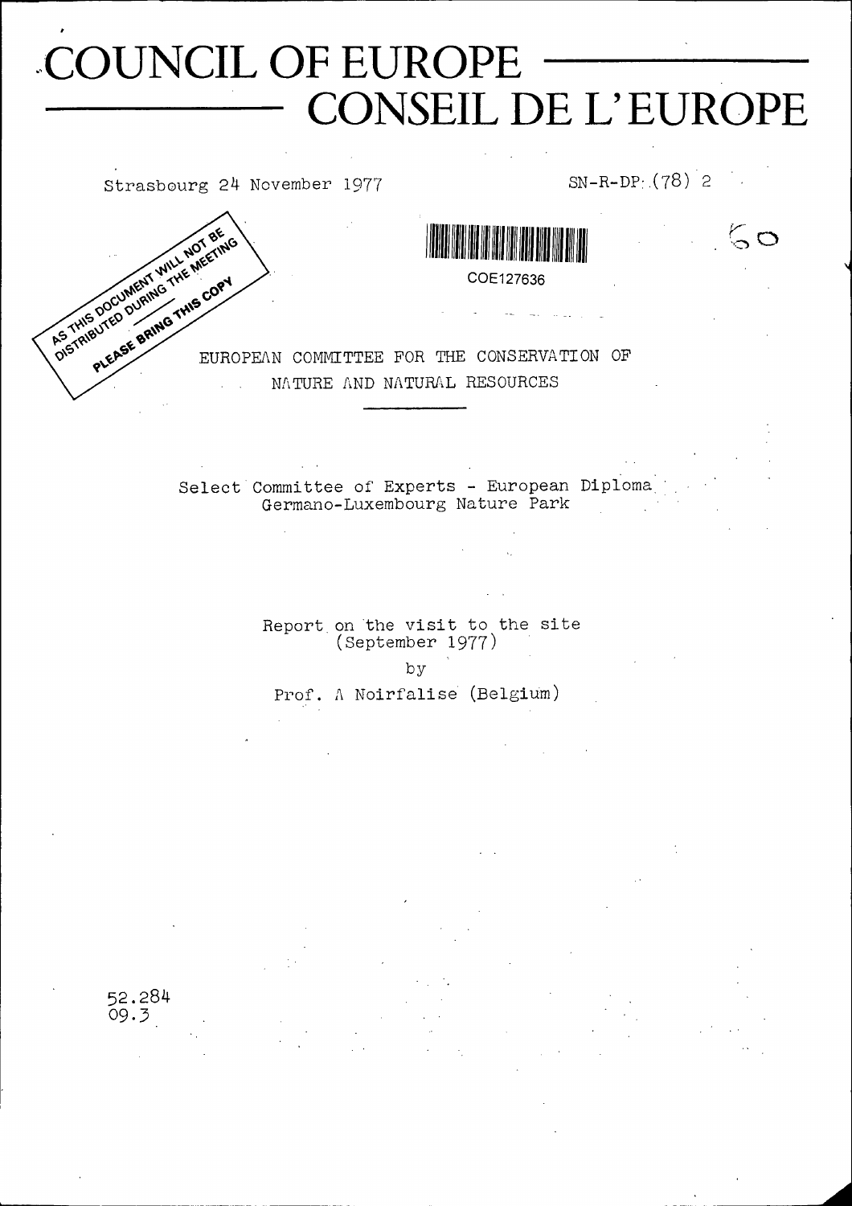# COUNCIL OF EUROPE

# CONSEIL DE L'EUROPE

Strasbourg 24 November 1977

SN-R-DP (78) 2

AS THIS DOCUMENT WILL NOT BE DISTRIBUTED DURING THE MEETING PLEASE BRING THIS COPY

COE127636

60

EUROPEAN COMMITTEE FOR THE CONSERVATION OF NATURE AND NATURAL RESOURCES

Select Committee of Experts - European Diploma
Germano-Luxembourg Nature Park

Report on the visit to the site
(September 1977)

by

Prof. A Noirfalise (Belgium)

52.284
09.3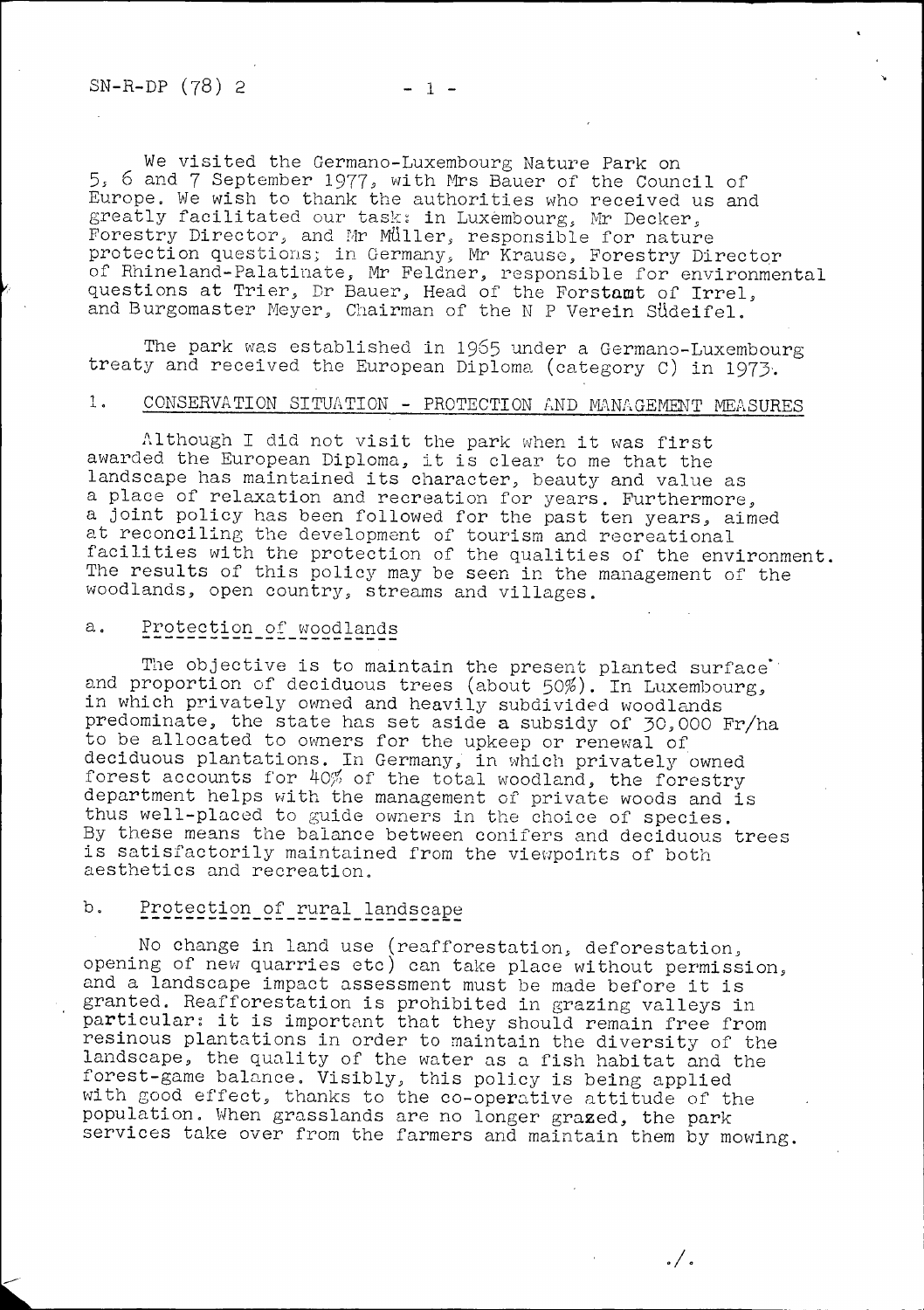We visited the Germano-Luxembourg Nature Park on 5, 6 and 7 September 1977, with Mrs Bauer of the Council of Europe. We wish to thank the authorities who received us and greatly facilitated our task: in Luxembourg, Mr Decker, Forestry Director, and Mr Müller, responsible for nature protection questions; in Germany, Mr Krause, Forestry Director of Rhineland-Palatinate, Mr Feldner, responsible for environmental questions at Trier, Dr Bauer, Head of the Forstamt of Irrel, and Burgomaster Meyer, Chairman of the N P Verein Südeifel.

The park was established in 1965 under a Germano-Luxembourg treaty and received the European Diploma (category C) in 1973.

## 1. CONSERVATION SITUATION - PROTECTION AND MANAGEMENT MEASURES

Although I did not visit the park when it was first awarded the European Diploma, it is clear to me that the landscape has maintained its character, beauty and value as a place of relaxation and recreation for years. Furthermore, a joint policy has been followed for the past ten years, aimed at reconciling the development of tourism and recreational facilities with the protection of the qualities of the environment. The results of this policy may be seen in the management of the woodlands, open country, streams and villages.

### a. Protection of woodlands

The objective is to maintain the present planted surface and proportion of deciduous trees (about 50%). In Luxembourg, in which privately owned and heavily subdivided woodlands predominate, the state has set aside a subsidy of 30,000 Fr/ha to be allocated to owners for the upkeep or renewal of deciduous plantations. In Germany, in which privately owned forest accounts for 40% of the total woodland, the forestry department helps with the management of private woods and is thus well-placed to guide owners in the choice of species. By these means the balance between conifers and deciduous trees is satisfactorily maintained from the viewpoints of both aesthetics and recreation.

### b. Protection of rural landscape

No change in land use (reafforestation, deforestation, opening of new quarries etc) can take place without permission, and a landscape impact assessment must be made before it is granted. Reafforestation is prohibited in grazing valleys in particular: it is important that they should remain free from resinous plantations in order to maintain the diversity of the landscape, the quality of the water as a fish habitat and the forest-game balance. Visibly, this policy is being applied with good effect, thanks to the co-operative attitude of the population. When grasslands are no longer grazed, the park services take over from the farmers and maintain them by mowing.

./.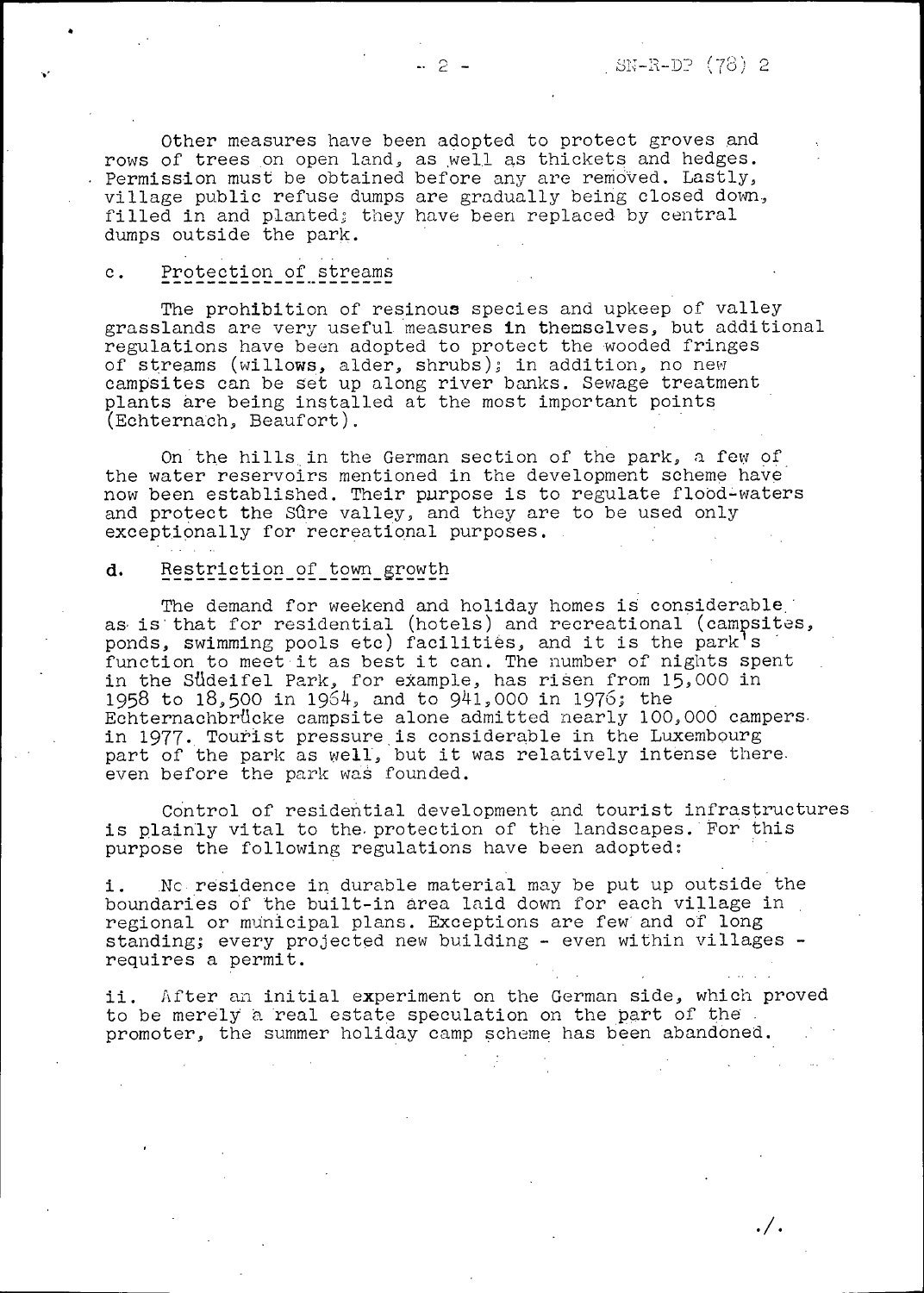Other measures have been adopted to protect groves and rows of trees on open land, as well as thickets and hedges. Permission must be obtained before any are removed. Lastly, village public refuse dumps are gradually being closed down, filled in and planted; they have been replaced by central dumps outside the park.

### c. Protection of streams

The prohibition of resinous species and upkeep of valley grasslands are very useful measures in themselves, but additional regulations have been adopted to protect the wooded fringes of streams (willows, alder, shrubs); in addition, no new campsites can be set up along river banks. Sewage treatment plants are being installed at the most important points (Echternach, Beaufort).

On the hills in the German section of the park, a few of the water reservoirs mentioned in the development scheme have now been established. Their purpose is to regulate flood-waters and protect the Sûre valley, and they are to be used only exceptionally for recreational purposes.

### d. Restriction of town growth

The demand for weekend and holiday homes is considerable as is that for residential (hotels) and recreational (campsites, ponds, swimming pools etc) facilities, and it is the park's function to meet it as best it can. The number of nights spent in the Südeifel Park, for example, has risen from 15,000 in 1958 to 18,500 in 1964, and to 941,000 in 1976; the Echternachbrücke campsite alone admitted nearly 100,000 campers in 1977. Tourist pressure is considerable in the Luxembourg part of the park as well, but it was relatively intense there even before the park was founded.

Control of residential development and tourist infrastructures is plainly vital to the protection of the landscapes. For this purpose the following regulations have been adopted:

i. No residence in durable material may be put up outside the boundaries of the built-in area laid down for each village in regional or municipal plans. Exceptions are few and of long standing; every projected new building - even within villages - requires a permit.

ii. After an initial experiment on the German side, which proved to be merely a real estate speculation on the part of the promoter, the summer holiday camp scheme has been abandoned.

./.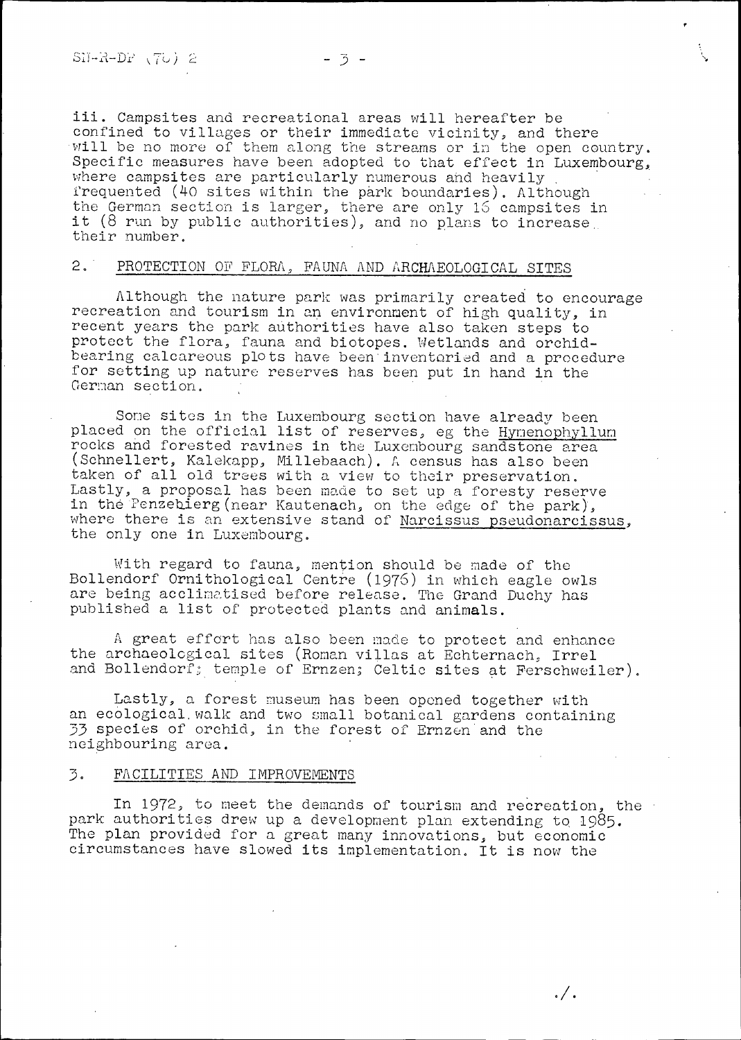iii. Campsites and recreational areas will hereafter be confined to villages or their immediate vicinity, and there will be no more of them along the streams or in the open country. Specific measures have been adopted to that effect in Luxembourg, where campsites are particularly numerous and heavily frequented (40 sites within the park boundaries). Although the German section is larger, there are only 16 campsites in it (8 run by public authorities), and no plans to increase their number.

## 2. PROTECTION OF FLORA, FAUNA AND ARCHAEOLOGICAL SITES

Although the nature park was primarily created to encourage recreation and tourism in an environment of high quality, in recent years the park authorities have also taken steps to protect the flora, fauna and biotopes. Wetlands and orchid-bearing calcareous plots have been inventoried and a procedure for setting up nature reserves has been put in hand in the German section.

Some sites in the Luxembourg section have already been placed on the official list of reserves, eg the Hymenophyllum rocks and forested ravines in the Luxembourg sandstone area (Schnellert, Kalekapp, Millebaach). A census has also been taken of all old trees with a view to their preservation. Lastly, a proposal has been made to set up a foresty reserve in the Penzebierg (near Kautenach, on the edge of the park), where there is an extensive stand of Narcissus pseudonarcissus, the only one in Luxembourg.

With regard to fauna, mention should be made of the Bollendorf Ornithological Centre (1976) in which eagle owls are being acclimatised before release. The Grand Duchy has published a list of protected plants and animals.

A great effort has also been made to protect and enhance the archaeological sites (Roman villas at Echternach, Irrel and Bollendorf; temple of Ernzen; Celtic sites at Ferschweiler).

Lastly, a forest museum has been opened together with an ecological walk and two small botanical gardens containing 33 species of orchid, in the forest of Ernzen and the neighbouring area.

## 3. FACILITIES AND IMPROVEMENTS

In 1972, to meet the demands of tourism and recreation, the park authorities drew up a development plan extending to 1985. The plan provided for a great many innovations, but economic circumstances have slowed its implementation. It is now the

./.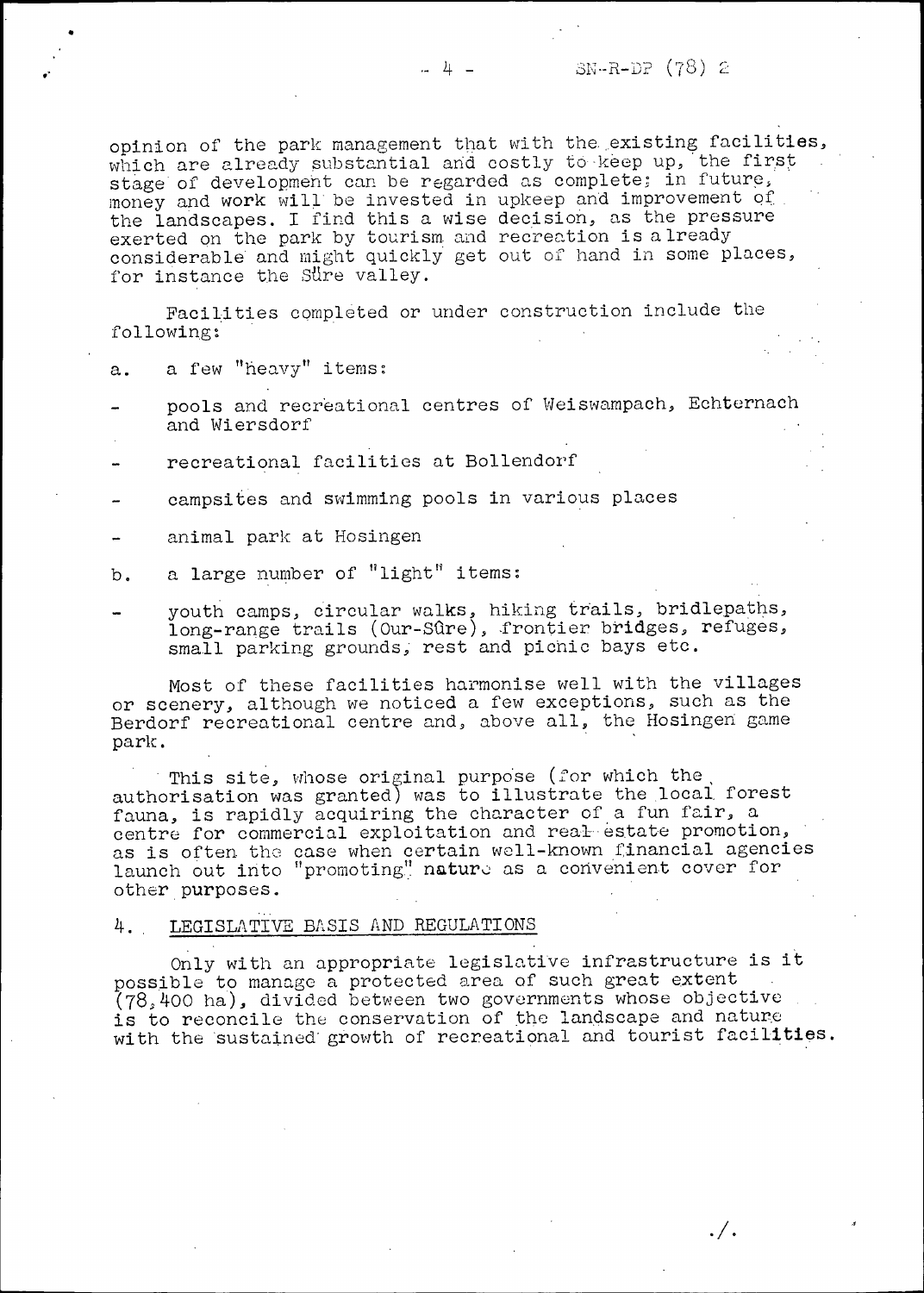opinion of the park management that with the existing facilities, which are already substantial and costly to keep up, the first stage of development can be regarded as complete; in future, money and work will be invested in upkeep and improvement of the landscapes. I find this a wise decision, as the pressure exerted on the park by tourism and recreation is already considerable and might quickly get out of hand in some places, for instance the Sûre valley.

Facilities completed or under construction include the following:

a. a few "heavy" items:

- pools and recreational centres of Weiswampach, Echternach and Wiersdorf
- recreational facilities at Bollendorf
- campsites and swimming pools in various places
- animal park at Hosingen

b. a large number of "light" items:

- youth camps, circular walks, hiking trails, bridlepaths, long-range trails (Our-Sûre), frontier bridges, refuges, small parking grounds, rest and picnic bays etc.

Most of these facilities harmonise well with the villages or scenery, although we noticed a few exceptions, such as the Berdorf recreational centre and, above all, the Hosingen game park.

This site, whose original purpose (for which the authorisation was granted) was to illustrate the local forest fauna, is rapidly acquiring the character of a fun fair, a centre for commercial exploitation and real estate promotion, as is often the case when certain well-known financial agencies launch out into "promoting" nature as a convenient cover for other purposes.

## 4. LEGISLATIVE BASIS AND REGULATIONS

Only with an appropriate legislative infrastructure is it possible to manage a protected area of such great extent (78,400 ha), divided between two governments whose objective is to reconcile the conservation of the landscape and nature with the sustained growth of recreational and tourist facilities.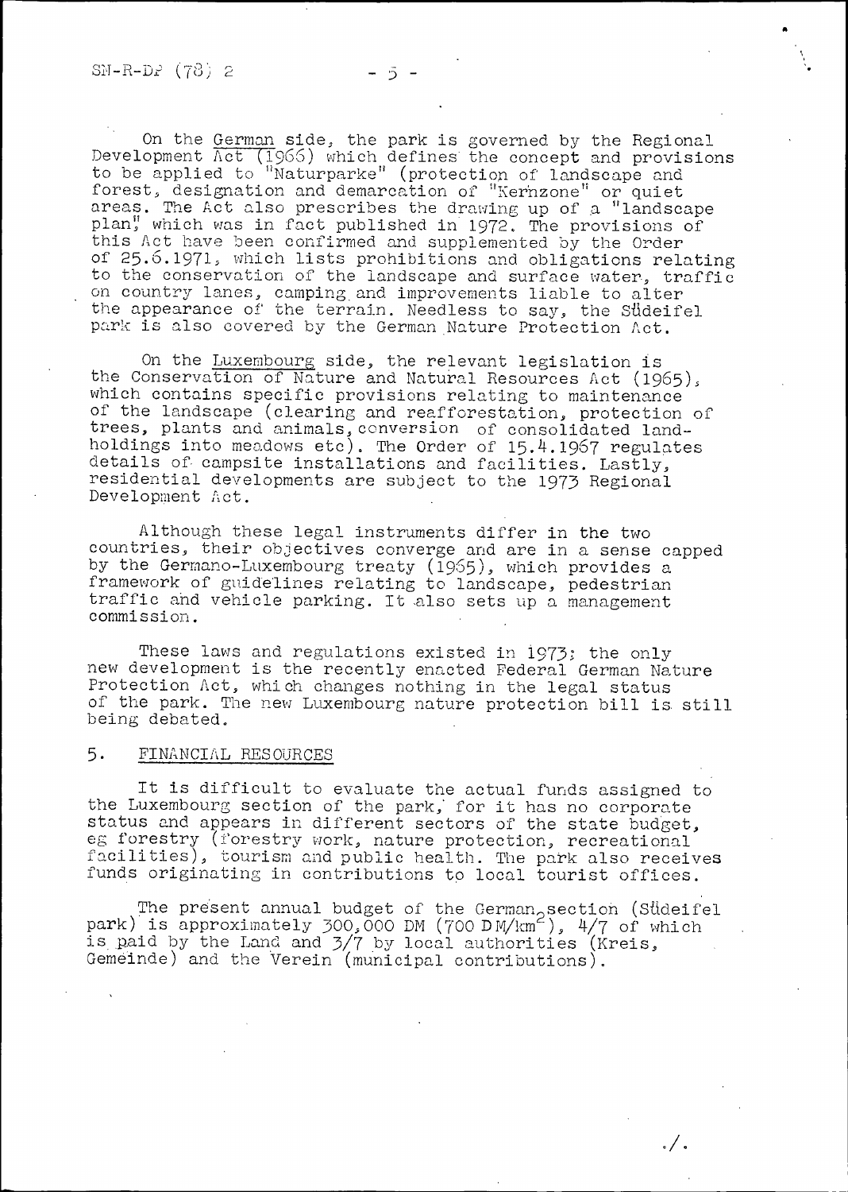On the German side, the park is governed by the Regional Development Act (1966) which defines the concept and provisions to be applied to "Naturparke" (protection of landscape and forest, designation and demarcation of "Kernzone" or quiet areas. The Act also prescribes the drawing up of a "landscape plan," which was in fact published in 1972. The provisions of this Act have been confirmed and supplemented by the Order of 25.6.1971, which lists prohibitions and obligations relating to the conservation of the landscape and surface water, traffic on country lanes, camping and improvements liable to alter the appearance of the terrain. Needless to say, the Südeifel park is also covered by the German Nature Protection Act.

On the Luxembourg side, the relevant legislation is the Conservation of Nature and Natural Resources Act (1965), which contains specific provisions relating to maintenance of the landscape (clearing and reafforestation, protection of trees, plants and animals, conversion of consolidated land-holdings into meadows etc). The Order of 15.4.1967 regulates details of campsite installations and facilities. Lastly, residential developments are subject to the 1973 Regional Development Act.

Although these legal instruments differ in the two countries, their objectives converge and are in a sense capped by the Germano-Luxembourg treaty (1965), which provides a framework of guidelines relating to landscape, pedestrian traffic and vehicle parking. It also sets up a management commission.

These laws and regulations existed in 1973; the only new development is the recently enacted Federal German Nature Protection Act, which changes nothing in the legal status of the park. The new Luxembourg nature protection bill is still being debated.

## 5. FINANCIAL RESOURCES

It is difficult to evaluate the actual funds assigned to the Luxembourg section of the park, for it has no corporate status and appears in different sectors of the state budget, eg forestry (forestry work, nature protection, recreational facilities), tourism and public health. The park also receives funds originating in contributions to local tourist offices.

The present annual budget of the German section (Südeifel park) is approximately 300,000 DM (700 DM/km$^2$), 4/7 of which is paid by the Land and 3/7 by local authorities (Kreis, Gemeinde) and the Verein (municipal contributions).

./.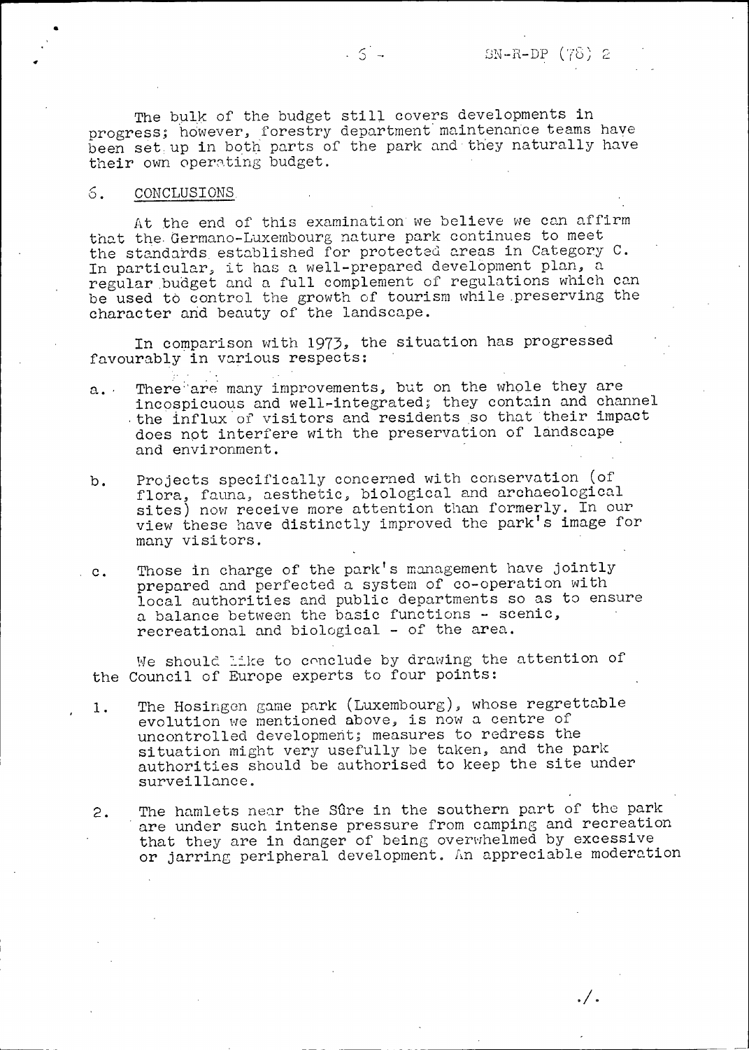The bulk of the budget still covers developments in progress; however, forestry department maintenance teams have been set up in both parts of the park and they naturally have their own operating budget.

## 6. CONCLUSIONS

At the end of this examination we believe we can affirm that the Germano-Luxembourg nature park continues to meet the standards established for protected areas in Category C. In particular, it has a well-prepared development plan, a regular budget and a full complement of regulations which can be used to control the growth of tourism while preserving the character and beauty of the landscape.

In comparison with 1973, the situation has progressed favourably in various respects:

a. There are many improvements, but on the whole they are incospicuous and well-integrated; they contain and channel the influx of visitors and residents so that their impact does not interfere with the preservation of landscape and environment.

b. Projects specifically concerned with conservation (of flora, fauna, aesthetic, biological and archaeological sites) now receive more attention than formerly. In our view these have distinctly improved the park's image for many visitors.

c. Those in charge of the park's management have jointly prepared and perfected a system of co-operation with local authorities and public departments so as to ensure a balance between the basic functions - scenic, recreational and biological - of the area.

We should like to conclude by drawing the attention of the Council of Europe experts to four points:

1. The Hosingen game park (Luxembourg), whose regrettable evolution we mentioned above, is now a centre of uncontrolled development; measures to redress the situation might very usefully be taken, and the park authorities should be authorised to keep the site under surveillance.

2. The hamlets near the Sûre in the southern part of the park are under such intense pressure from camping and recreation that they are in danger of being overwhelmed by excessive or jarring peripheral development. An appreciable moderation

./.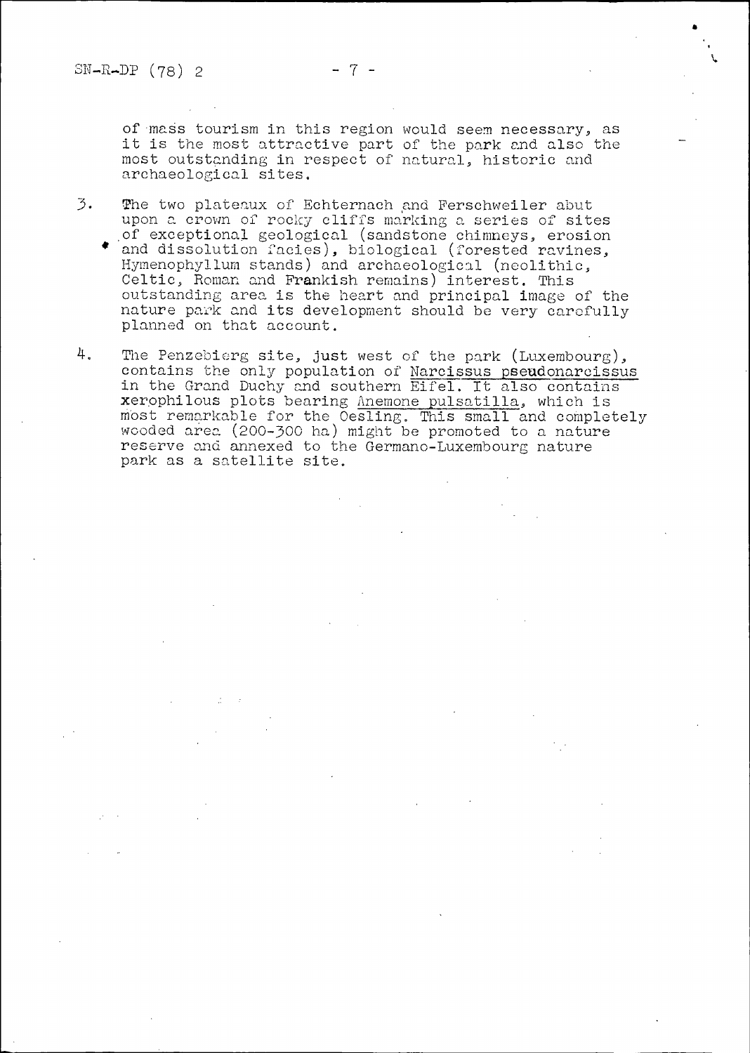of mass tourism in this region would seem necessary, as it is the most attractive part of the park and also the most outstanding in respect of natural, historic and archaeological sites.

3. The two plateaux of Echternach and Ferschweiler abut upon a crown of rocky cliffs marking a series of sites of exceptional geological (sandstone chimneys, erosion and dissolution facies), biological (forested ravines, Hymenophyllum stands) and archaeological (neolithic, Celtic, Roman and Frankish remains) interest. This outstanding area is the heart and principal image of the nature park and its development should be very carefully planned on that account.

4. The Penzebierg site, just west of the park (Luxembourg), contains the only population of <u>Narcissus pseudonarcissus</u> in the Grand Duchy and southern Eifel. It also contains xerophilous plots bearing <u>Anemone pulsatilla</u>, which is most remarkable for the Oesling. This small and completely wooded area (200-300 ha) might be promoted to a nature reserve and annexed to the Germano-Luxembourg nature park as a satellite site.